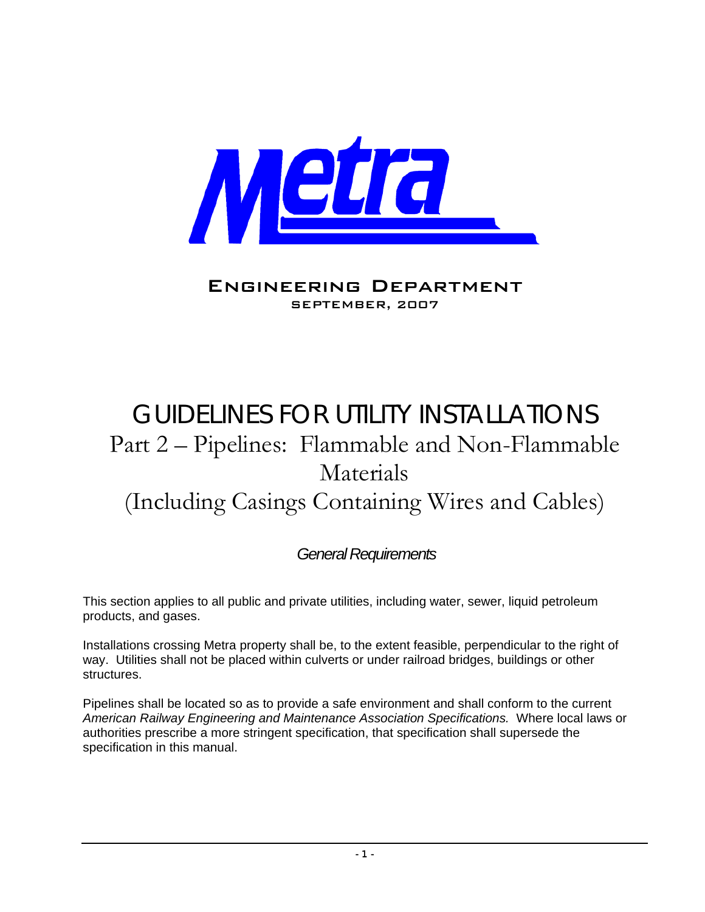Metra

ENGINEERING DEPARTMENT
SEPTEMBER, 2007

# GUIDELINES FOR UTILITY INSTALLATIONS

## Part 2 – Pipelines: Flammable and Non-Flammable Materials (Including Casings Containing Wires and Cables)

### *General Requirements*

This section applies to all public and private utilities, including water, sewer, liquid petroleum products, and gases.

Installations crossing Metra property shall be, to the extent feasible, perpendicular to the right of way. Utilities shall not be placed within culverts or under railroad bridges, buildings or other structures.

Pipelines shall be located so as to provide a safe environment and shall conform to the current *American Railway Engineering and Maintenance Association Specifications.* Where local laws or authorities prescribe a more stringent specification, that specification shall supersede the specification in this manual.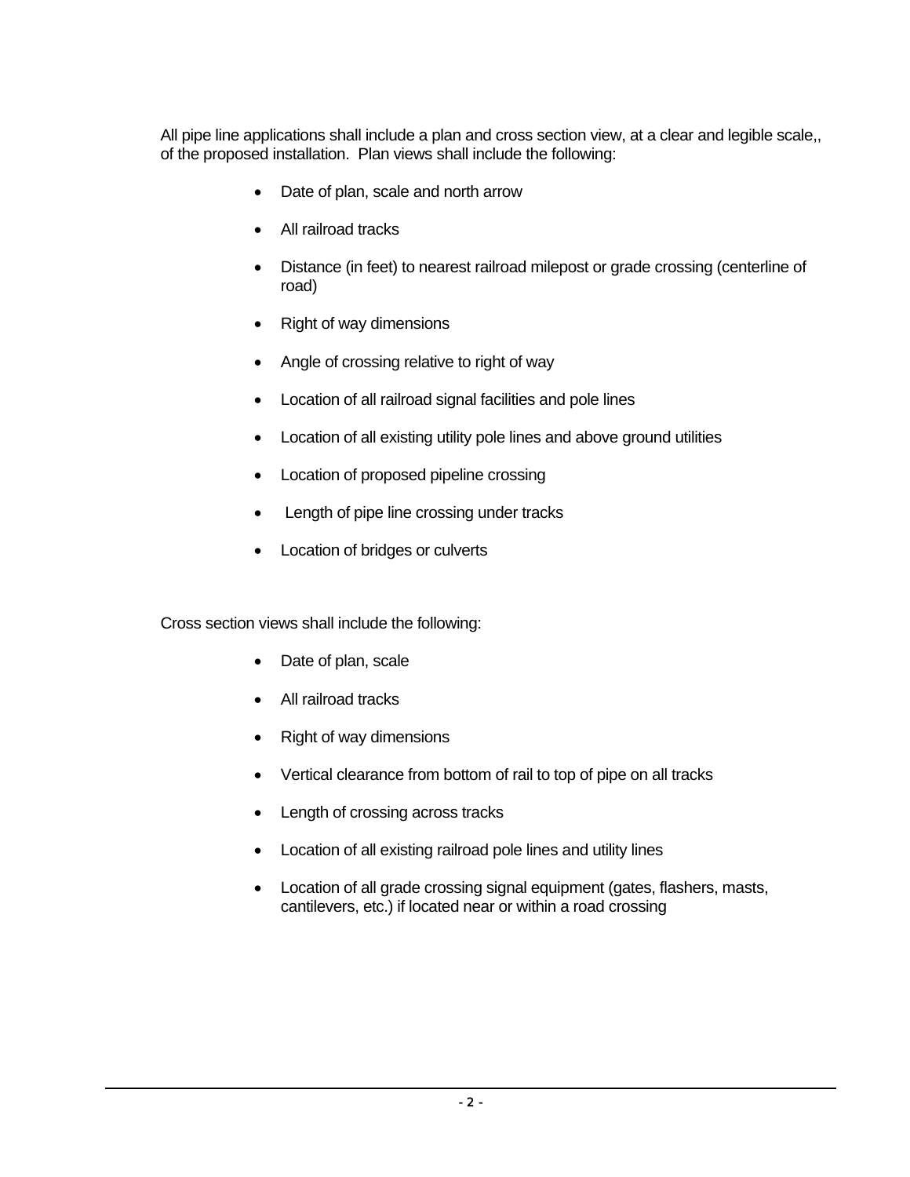All pipe line applications shall include a plan and cross section view, at a clear and legible scale,, of the proposed installation.  Plan views shall include the following:

- Date of plan, scale and north arrow
- All railroad tracks
- Distance (in feet) to nearest railroad milepost or grade crossing (centerline of road)
- Right of way dimensions
- Angle of crossing relative to right of way
- Location of all railroad signal facilities and pole lines
- Location of all existing utility pole lines and above ground utilities
- Location of proposed pipeline crossing
- Length of pipe line crossing under tracks
- Location of bridges or culverts

Cross section views shall include the following:

- Date of plan, scale
- All railroad tracks
- Right of way dimensions
- Vertical clearance from bottom of rail to top of pipe on all tracks
- Length of crossing across tracks
- Location of all existing railroad pole lines and utility lines
- Location of all grade crossing signal equipment (gates, flashers, masts, cantilevers, etc.) if located near or within a road crossing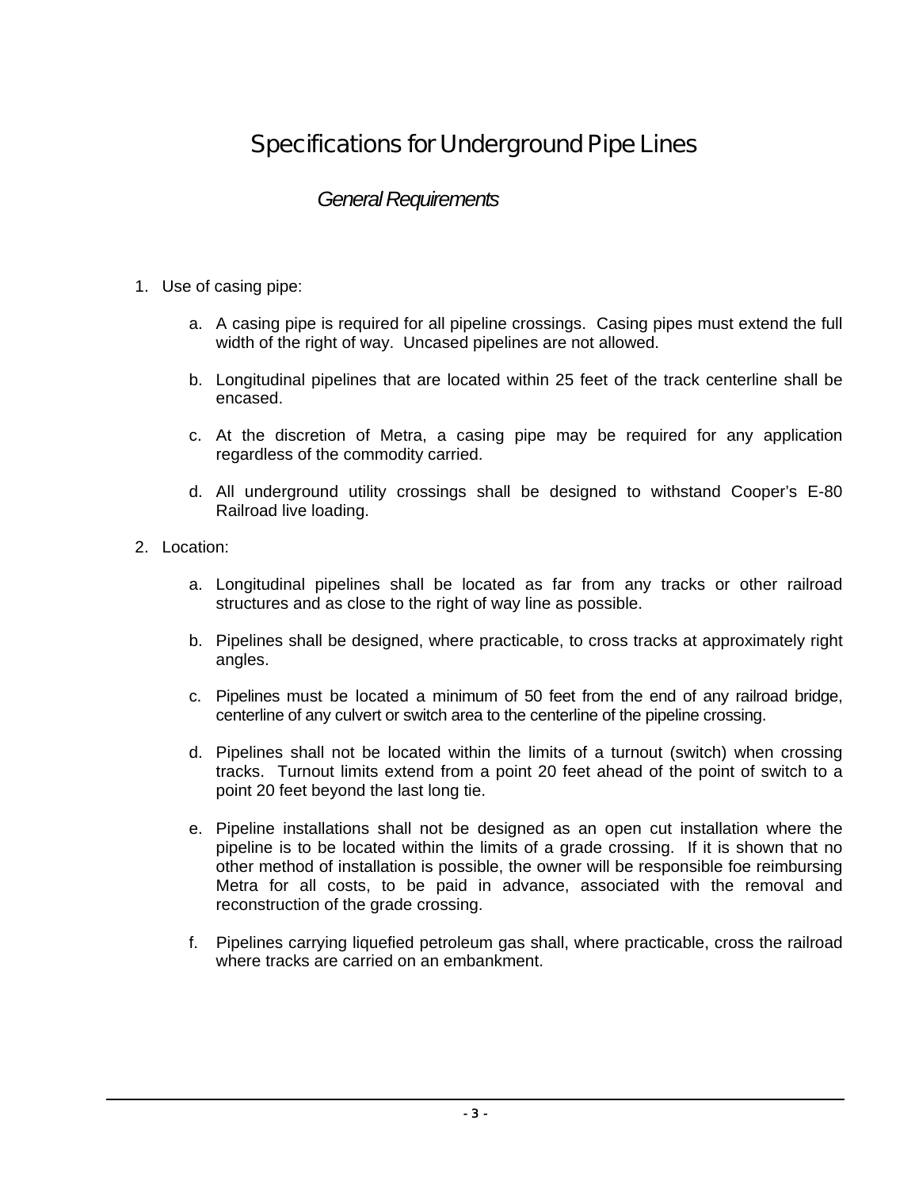# Specifications for Underground Pipe Lines

## *General Requirements*

1. Use of casing pipe:

    a. A casing pipe is required for all pipeline crossings. Casing pipes must extend the full width of the right of way. Uncased pipelines are not allowed.

    b. Longitudinal pipelines that are located within 25 feet of the track centerline shall be encased.

    c. At the discretion of Metra, a casing pipe may be required for any application regardless of the commodity carried.

    d. All underground utility crossings shall be designed to withstand Cooper's E-80 Railroad live loading.

2. Location:

    a. Longitudinal pipelines shall be located as far from any tracks or other railroad structures and as close to the right of way line as possible.

    b. Pipelines shall be designed, where practicable, to cross tracks at approximately right angles.

    c. Pipelines must be located a minimum of 50 feet from the end of any railroad bridge, centerline of any culvert or switch area to the centerline of the pipeline crossing.

    d. Pipelines shall not be located within the limits of a turnout (switch) when crossing tracks. Turnout limits extend from a point 20 feet ahead of the point of switch to a point 20 feet beyond the last long tie.

    e. Pipeline installations shall not be designed as an open cut installation where the pipeline is to be located within the limits of a grade crossing. If it is shown that no other method of installation is possible, the owner will be responsible foe reimbursing Metra for all costs, to be paid in advance, associated with the removal and reconstruction of the grade crossing.

    f. Pipelines carrying liquefied petroleum gas shall, where practicable, cross the railroad where tracks are carried on an embankment.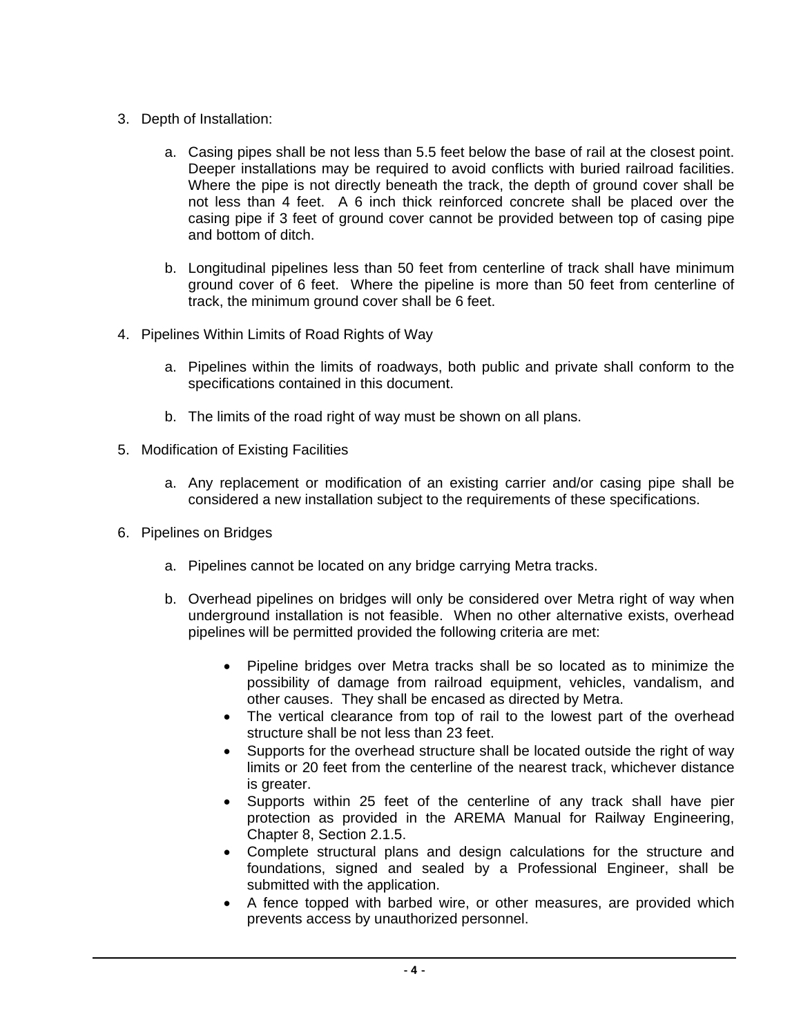3. Depth of Installation:

    a. Casing pipes shall be not less than 5.5 feet below the base of rail at the closest point. Deeper installations may be required to avoid conflicts with buried railroad facilities. Where the pipe is not directly beneath the track, the depth of ground cover shall be not less than 4 feet. A 6 inch thick reinforced concrete shall be placed over the casing pipe if 3 feet of ground cover cannot be provided between top of casing pipe and bottom of ditch.

    b. Longitudinal pipelines less than 50 feet from centerline of track shall have minimum ground cover of 6 feet. Where the pipeline is more than 50 feet from centerline of track, the minimum ground cover shall be 6 feet.

4. Pipelines Within Limits of Road Rights of Way

    a. Pipelines within the limits of roadways, both public and private shall conform to the specifications contained in this document.

    b. The limits of the road right of way must be shown on all plans.

5. Modification of Existing Facilities

    a. Any replacement or modification of an existing carrier and/or casing pipe shall be considered a new installation subject to the requirements of these specifications.

6. Pipelines on Bridges

    a. Pipelines cannot be located on any bridge carrying Metra tracks.

    b. Overhead pipelines on bridges will only be considered over Metra right of way when underground installation is not feasible. When no other alternative exists, overhead pipelines will be permitted provided the following criteria are met:

        - Pipeline bridges over Metra tracks shall be so located as to minimize the possibility of damage from railroad equipment, vehicles, vandalism, and other causes. They shall be encased as directed by Metra.
        - The vertical clearance from top of rail to the lowest part of the overhead structure shall be not less than 23 feet.
        - Supports for the overhead structure shall be located outside the right of way limits or 20 feet from the centerline of the nearest track, whichever distance is greater.
        - Supports within 25 feet of the centerline of any track shall have pier protection as provided in the AREMA Manual for Railway Engineering, Chapter 8, Section 2.1.5.
        - Complete structural plans and design calculations for the structure and foundations, signed and sealed by a Professional Engineer, shall be submitted with the application.
        - A fence topped with barbed wire, or other measures, are provided which prevents access by unauthorized personnel.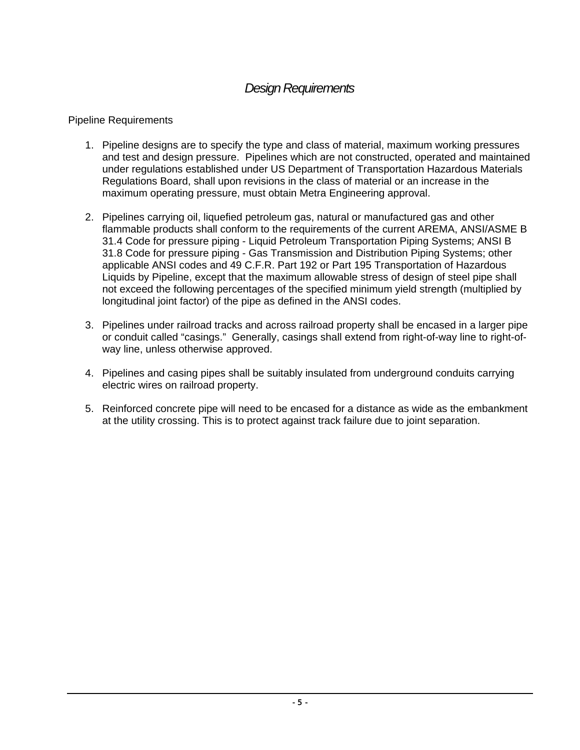# *Design Requirements*

Pipeline Requirements

1. Pipeline designs are to specify the type and class of material, maximum working pressures and test and design pressure. Pipelines which are not constructed, operated and maintained under regulations established under US Department of Transportation Hazardous Materials Regulations Board, shall upon revisions in the class of material or an increase in the maximum operating pressure, must obtain Metra Engineering approval.

2. Pipelines carrying oil, liquefied petroleum gas, natural or manufactured gas and other flammable products shall conform to the requirements of the current AREMA, ANSI/ASME B 31.4 Code for pressure piping - Liquid Petroleum Transportation Piping Systems; ANSI B 31.8 Code for pressure piping - Gas Transmission and Distribution Piping Systems; other applicable ANSI codes and 49 C.F.R. Part 192 or Part 195 Transportation of Hazardous Liquids by Pipeline, except that the maximum allowable stress of design of steel pipe shall not exceed the following percentages of the specified minimum yield strength (multiplied by longitudinal joint factor) of the pipe as defined in the ANSI codes.

3. Pipelines under railroad tracks and across railroad property shall be encased in a larger pipe or conduit called "casings." Generally, casings shall extend from right-of-way line to right-of-way line, unless otherwise approved.

4. Pipelines and casing pipes shall be suitably insulated from underground conduits carrying electric wires on railroad property.

5. Reinforced concrete pipe will need to be encased for a distance as wide as the embankment at the utility crossing. This is to protect against track failure due to joint separation.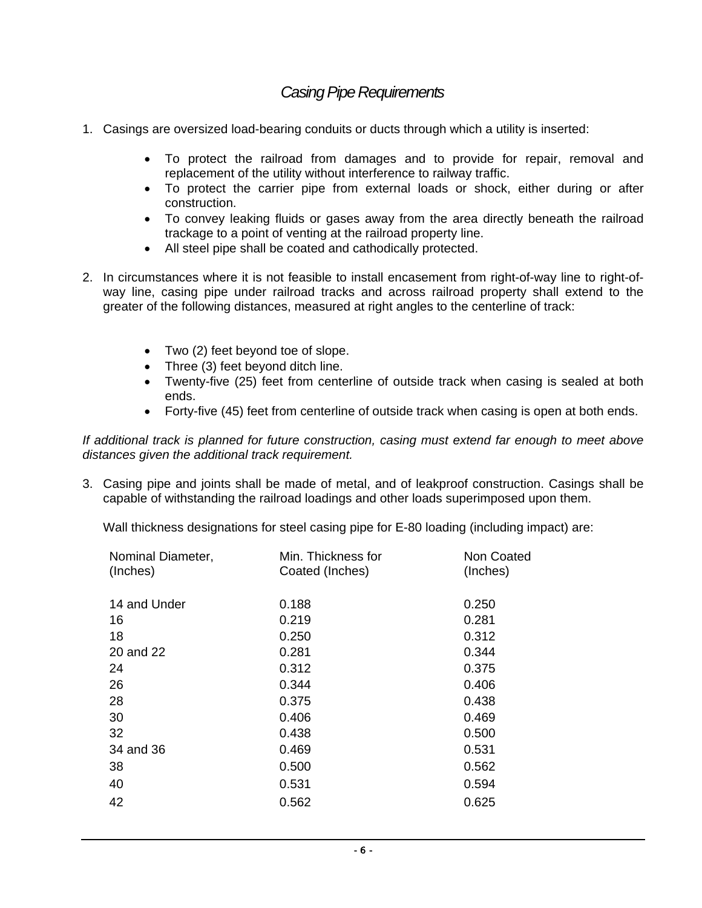## *Casing Pipe Requirements*

1. Casings are oversized load-bearing conduits or ducts through which a utility is inserted:

    - To protect the railroad from damages and to provide for repair, removal and replacement of the utility without interference to railway traffic.
    - To protect the carrier pipe from external loads or shock, either during or after construction.
    - To convey leaking fluids or gases away from the area directly beneath the railroad trackage to a point of venting at the railroad property line.
    - All steel pipe shall be coated and cathodically protected.

2. In circumstances where it is not feasible to install encasement from right-of-way line to right-of-way line, casing pipe under railroad tracks and across railroad property shall extend to the greater of the following distances, measured at right angles to the centerline of track:

    - Two (2) feet beyond toe of slope.
    - Three (3) feet beyond ditch line.
    - Twenty-five (25) feet from centerline of outside track when casing is sealed at both ends.
    - Forty-five (45) feet from centerline of outside track when casing is open at both ends.

*If additional track is planned for future construction, casing must extend far enough to meet above distances given the additional track requirement.*

3. Casing pipe and joints shall be made of metal, and of leakproof construction. Casings shall be capable of withstanding the railroad loadings and other loads superimposed upon them.

   Wall thickness designations for steel casing pipe for E-80 loading (including impact) are:

| Nominal Diameter, (Inches) | Min. Thickness for Coated (Inches) | Non Coated (Inches) |
|---|---|---|
| 14 and Under | 0.188 | 0.250 |
| 16 | 0.219 | 0.281 |
| 18 | 0.250 | 0.312 |
| 20 and 22 | 0.281 | 0.344 |
| 24 | 0.312 | 0.375 |
| 26 | 0.344 | 0.406 |
| 28 | 0.375 | 0.438 |
| 30 | 0.406 | 0.469 |
| 32 | 0.438 | 0.500 |
| 34 and 36 | 0.469 | 0.531 |
| 38 | 0.500 | 0.562 |
| 40 | 0.531 | 0.594 |
| 42 | 0.562 | 0.625 |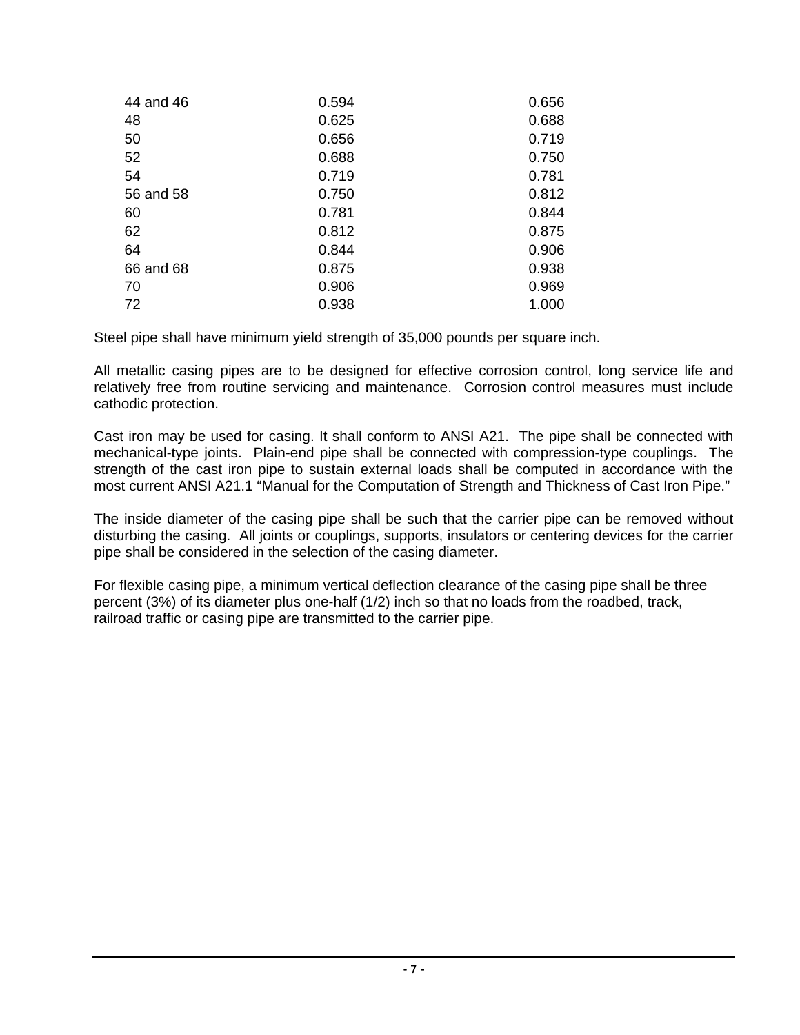| | | |
|---|---|---|
| 44 and 46 | 0.594 | 0.656 |
| 48 | 0.625 | 0.688 |
| 50 | 0.656 | 0.719 |
| 52 | 0.688 | 0.750 |
| 54 | 0.719 | 0.781 |
| 56 and 58 | 0.750 | 0.812 |
| 60 | 0.781 | 0.844 |
| 62 | 0.812 | 0.875 |
| 64 | 0.844 | 0.906 |
| 66 and 68 | 0.875 | 0.938 |
| 70 | 0.906 | 0.969 |
| 72 | 0.938 | 1.000 |

Steel pipe shall have minimum yield strength of 35,000 pounds per square inch.

All metallic casing pipes are to be designed for effective corrosion control, long service life and relatively free from routine servicing and maintenance. Corrosion control measures must include cathodic protection.

Cast iron may be used for casing. It shall conform to ANSI A21. The pipe shall be connected with mechanical-type joints. Plain-end pipe shall be connected with compression-type couplings. The strength of the cast iron pipe to sustain external loads shall be computed in accordance with the most current ANSI A21.1 "Manual for the Computation of Strength and Thickness of Cast Iron Pipe."

The inside diameter of the casing pipe shall be such that the carrier pipe can be removed without disturbing the casing. All joints or couplings, supports, insulators or centering devices for the carrier pipe shall be considered in the selection of the casing diameter.

For flexible casing pipe, a minimum vertical deflection clearance of the casing pipe shall be three percent (3%) of its diameter plus one-half (1/2) inch so that no loads from the roadbed, track, railroad traffic or casing pipe are transmitted to the carrier pipe.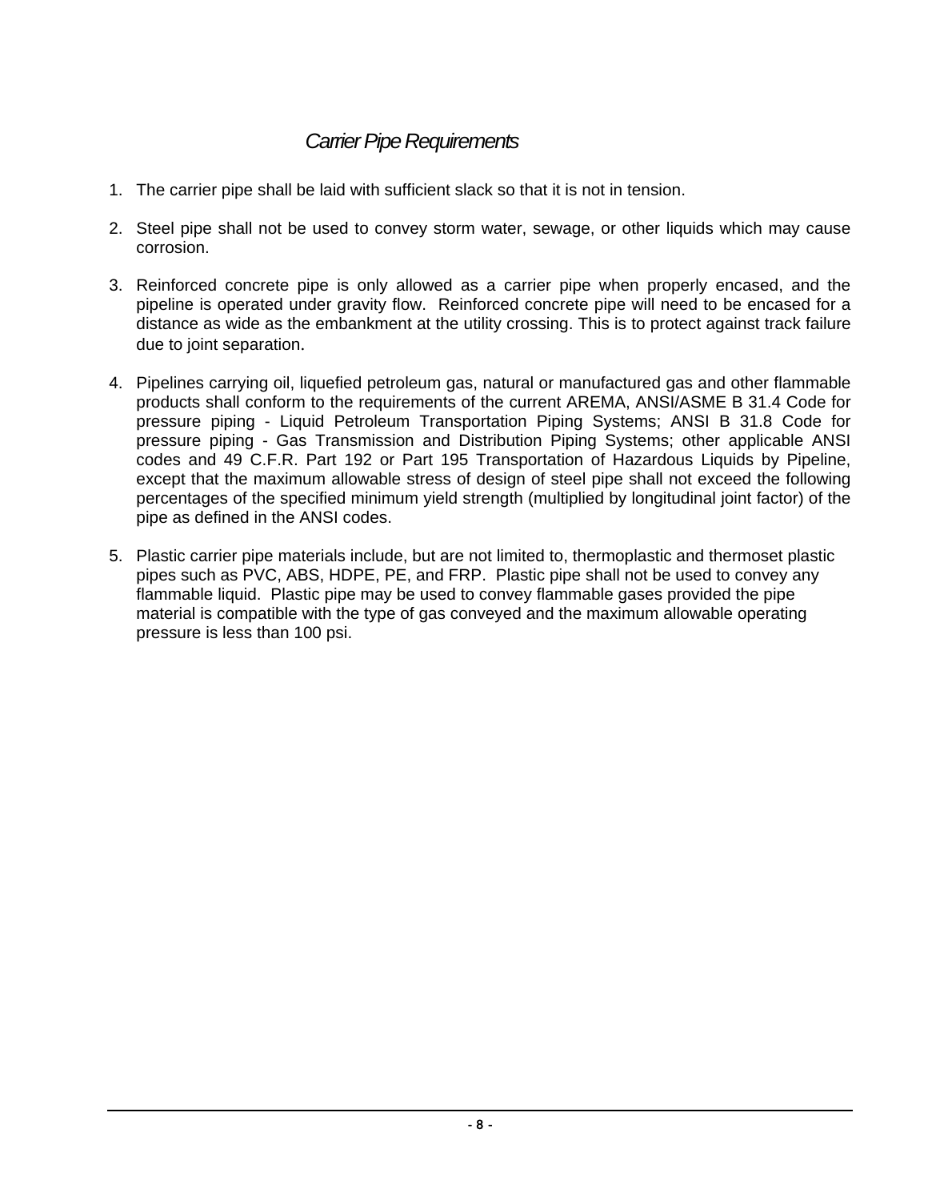## *Carrier Pipe Requirements*

1. The carrier pipe shall be laid with sufficient slack so that it is not in tension.

2. Steel pipe shall not be used to convey storm water, sewage, or other liquids which may cause corrosion.

3. Reinforced concrete pipe is only allowed as a carrier pipe when properly encased, and the pipeline is operated under gravity flow. Reinforced concrete pipe will need to be encased for a distance as wide as the embankment at the utility crossing. This is to protect against track failure due to joint separation.

4. Pipelines carrying oil, liquefied petroleum gas, natural or manufactured gas and other flammable products shall conform to the requirements of the current AREMA, ANSI/ASME B 31.4 Code for pressure piping - Liquid Petroleum Transportation Piping Systems; ANSI B 31.8 Code for pressure piping - Gas Transmission and Distribution Piping Systems; other applicable ANSI codes and 49 C.F.R. Part 192 or Part 195 Transportation of Hazardous Liquids by Pipeline, except that the maximum allowable stress of design of steel pipe shall not exceed the following percentages of the specified minimum yield strength (multiplied by longitudinal joint factor) of the pipe as defined in the ANSI codes.

5. Plastic carrier pipe materials include, but are not limited to, thermoplastic and thermoset plastic pipes such as PVC, ABS, HDPE, PE, and FRP. Plastic pipe shall not be used to convey any flammable liquid. Plastic pipe may be used to convey flammable gases provided the pipe material is compatible with the type of gas conveyed and the maximum allowable operating pressure is less than 100 psi.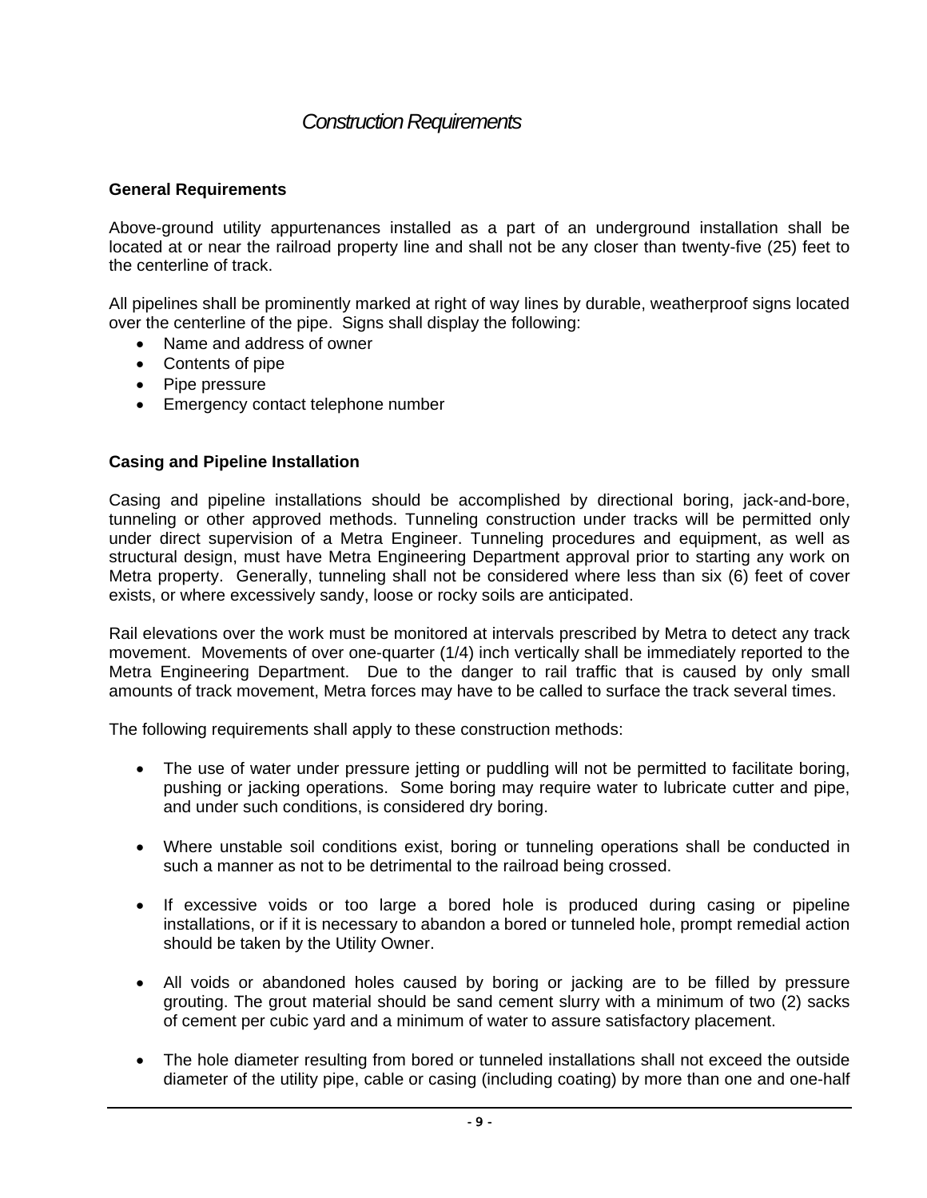# *Construction Requirements*

### General Requirements

Above-ground utility appurtenances installed as a part of an underground installation shall be located at or near the railroad property line and shall not be any closer than twenty-five (25) feet to the centerline of track.

All pipelines shall be prominently marked at right of way lines by durable, weatherproof signs located over the centerline of the pipe. Signs shall display the following:

- Name and address of owner
- Contents of pipe
- Pipe pressure
- Emergency contact telephone number

### Casing and Pipeline Installation

Casing and pipeline installations should be accomplished by directional boring, jack-and-bore, tunneling or other approved methods. Tunneling construction under tracks will be permitted only under direct supervision of a Metra Engineer. Tunneling procedures and equipment, as well as structural design, must have Metra Engineering Department approval prior to starting any work on Metra property. Generally, tunneling shall not be considered where less than six (6) feet of cover exists, or where excessively sandy, loose or rocky soils are anticipated.

Rail elevations over the work must be monitored at intervals prescribed by Metra to detect any track movement. Movements of over one-quarter (1/4) inch vertically shall be immediately reported to the Metra Engineering Department. Due to the danger to rail traffic that is caused by only small amounts of track movement, Metra forces may have to be called to surface the track several times.

The following requirements shall apply to these construction methods:

- The use of water under pressure jetting or puddling will not be permitted to facilitate boring, pushing or jacking operations. Some boring may require water to lubricate cutter and pipe, and under such conditions, is considered dry boring.

- Where unstable soil conditions exist, boring or tunneling operations shall be conducted in such a manner as not to be detrimental to the railroad being crossed.

- If excessive voids or too large a bored hole is produced during casing or pipeline installations, or if it is necessary to abandon a bored or tunneled hole, prompt remedial action should be taken by the Utility Owner.

- All voids or abandoned holes caused by boring or jacking are to be filled by pressure grouting. The grout material should be sand cement slurry with a minimum of two (2) sacks of cement per cubic yard and a minimum of water to assure satisfactory placement.

- The hole diameter resulting from bored or tunneled installations shall not exceed the outside diameter of the utility pipe, cable or casing (including coating) by more than one and one-half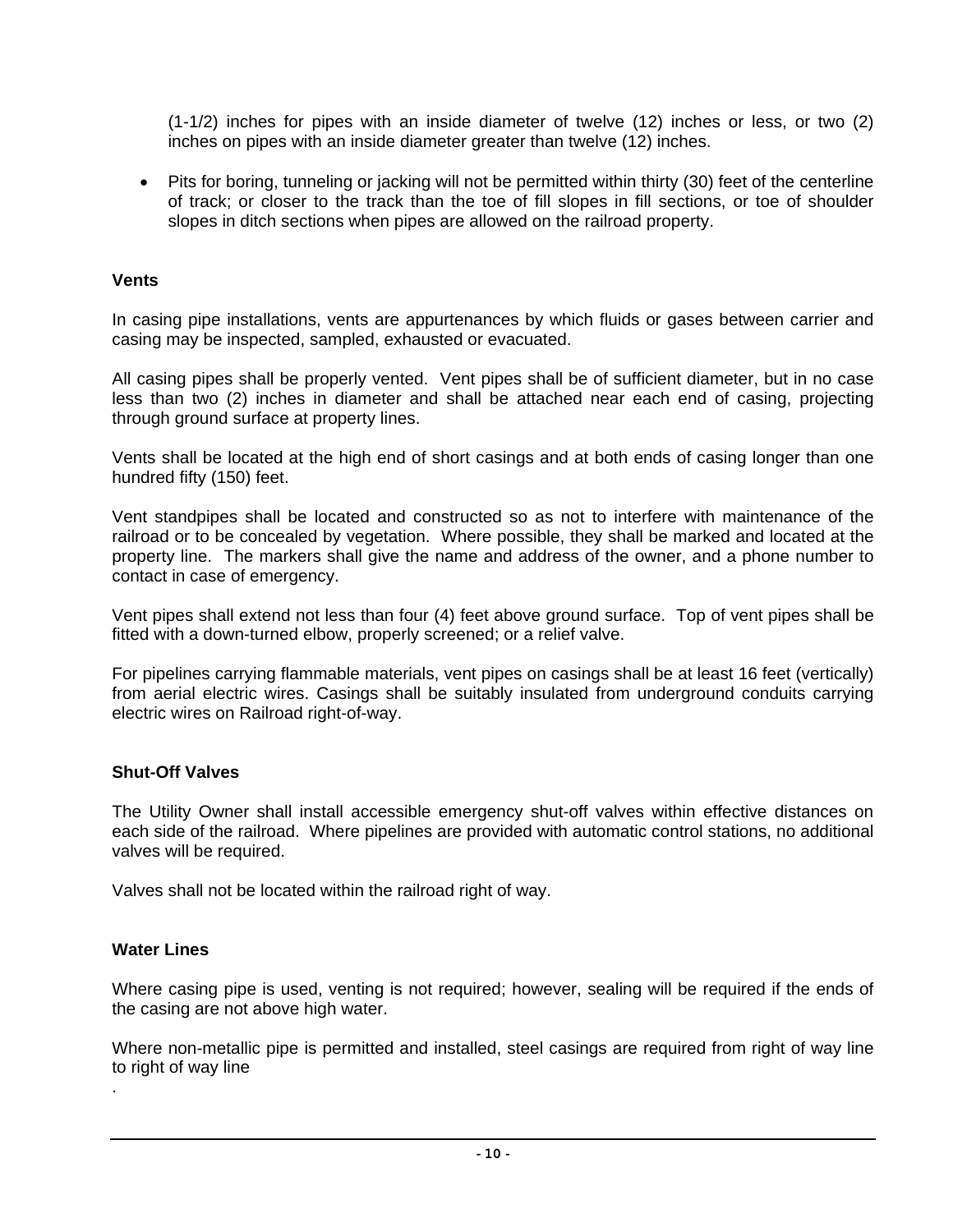(1-1/2) inches for pipes with an inside diameter of twelve (12) inches or less, or two (2) inches on pipes with an inside diameter greater than twelve (12) inches.

- Pits for boring, tunneling or jacking will not be permitted within thirty (30) feet of the centerline of track; or closer to the track than the toe of fill slopes in fill sections, or toe of shoulder slopes in ditch sections when pipes are allowed on the railroad property.

**Vents**

In casing pipe installations, vents are appurtenances by which fluids or gases between carrier and casing may be inspected, sampled, exhausted or evacuated.

All casing pipes shall be properly vented. Vent pipes shall be of sufficient diameter, but in no case less than two (2) inches in diameter and shall be attached near each end of casing, projecting through ground surface at property lines.

Vents shall be located at the high end of short casings and at both ends of casing longer than one hundred fifty (150) feet.

Vent standpipes shall be located and constructed so as not to interfere with maintenance of the railroad or to be concealed by vegetation. Where possible, they shall be marked and located at the property line. The markers shall give the name and address of the owner, and a phone number to contact in case of emergency.

Vent pipes shall extend not less than four (4) feet above ground surface. Top of vent pipes shall be fitted with a down-turned elbow, properly screened; or a relief valve.

For pipelines carrying flammable materials, vent pipes on casings shall be at least 16 feet (vertically) from aerial electric wires. Casings shall be suitably insulated from underground conduits carrying electric wires on Railroad right-of-way.

**Shut-Off Valves**

The Utility Owner shall install accessible emergency shut-off valves within effective distances on each side of the railroad. Where pipelines are provided with automatic control stations, no additional valves will be required.

Valves shall not be located within the railroad right of way.

**Water Lines**

Where casing pipe is used, venting is not required; however, sealing will be required if the ends of the casing are not above high water.

Where non-metallic pipe is permitted and installed, steel casings are required from right of way line to right of way line
.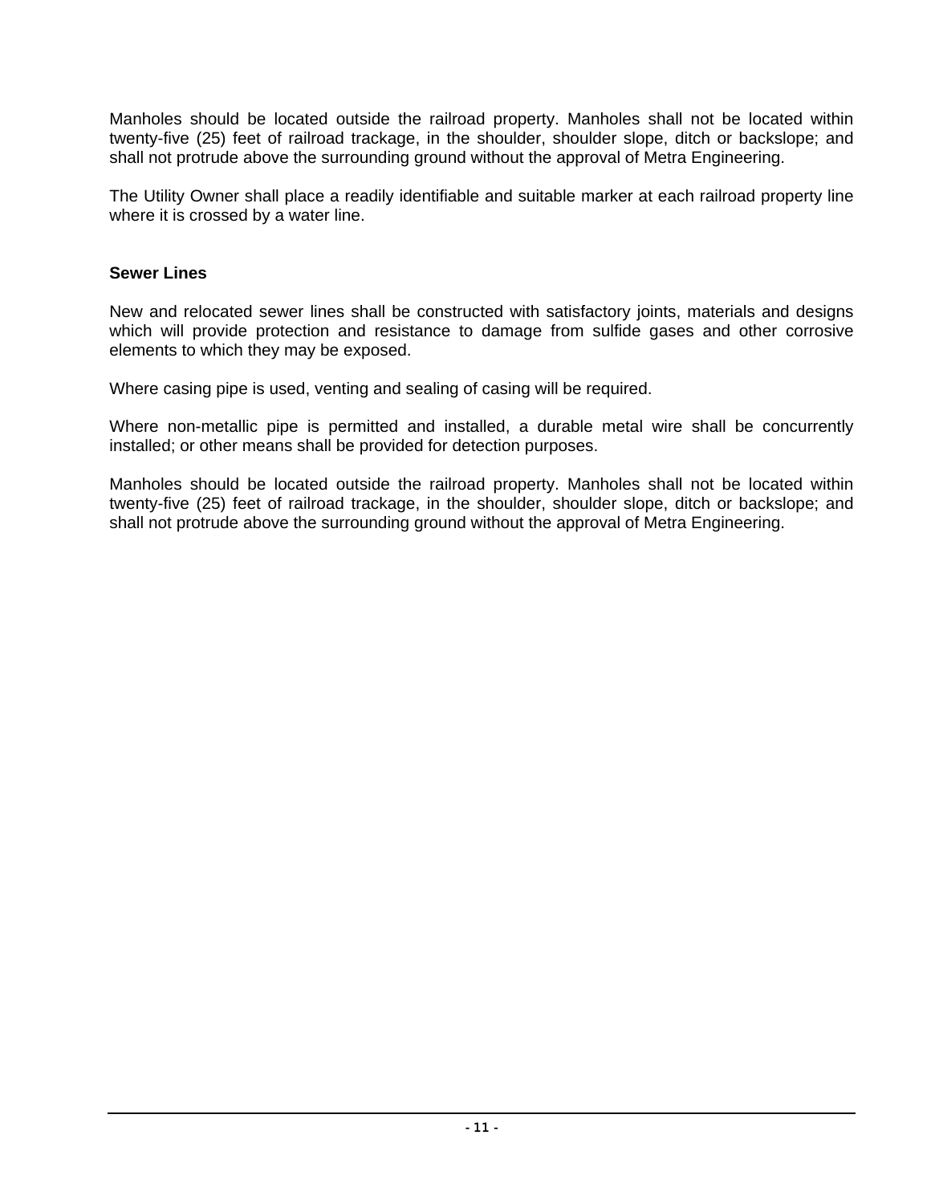Manholes should be located outside the railroad property. Manholes shall not be located within twenty-five (25) feet of railroad trackage, in the shoulder, shoulder slope, ditch or backslope; and shall not protrude above the surrounding ground without the approval of Metra Engineering.

The Utility Owner shall place a readily identifiable and suitable marker at each railroad property line where it is crossed by a water line.

**Sewer Lines**

New and relocated sewer lines shall be constructed with satisfactory joints, materials and designs which will provide protection and resistance to damage from sulfide gases and other corrosive elements to which they may be exposed.

Where casing pipe is used, venting and sealing of casing will be required.

Where non-metallic pipe is permitted and installed, a durable metal wire shall be concurrently installed; or other means shall be provided for detection purposes.

Manholes should be located outside the railroad property. Manholes shall not be located within twenty-five (25) feet of railroad trackage, in the shoulder, shoulder slope, ditch or backslope; and shall not protrude above the surrounding ground without the approval of Metra Engineering.